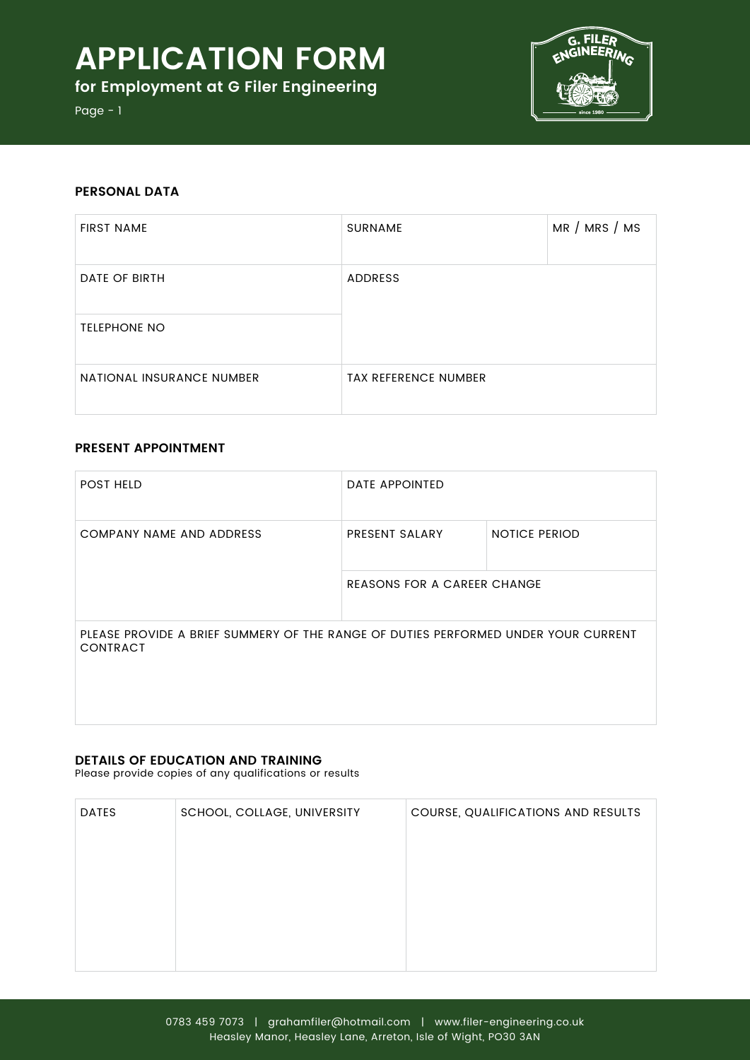# APPLICATION FORM

**for Employment at G Filer Engineering**

Page - 1

## PERSONAL DATA

| FIRST NAME | SURNAME | MR / MRS / MS |
|---|---|---|
| DATE OF BIRTH | ADDRESS | |
| TELEPHONE NO | | |
| NATIONAL INSURANCE NUMBER | TAX REFERENCE NUMBER | |

## PRESENT APPOINTMENT

| POST HELD | DATE APPOINTED | |
|---|---|---|
| COMPANY NAME AND ADDRESS | PRESENT SALARY | NOTICE PERIOD |
| | REASONS FOR A CAREER CHANGE | |
| PLEASE PROVIDE A BRIEF SUMMERY OF THE RANGE OF DUTIES PERFORMED UNDER YOUR CURRENT CONTRACT | | |

## DETAILS OF EDUCATION AND TRAINING

Please provide copies of any qualifications or results

| DATES | SCHOOL, COLLAGE, UNIVERSITY | COURSE, QUALIFICATIONS AND RESULTS |
|---|---|---|
| | | |

0783 459 7073 | grahamfiler@hotmail.com | www.filer-engineering.co.uk
Heasley Manor, Heasley Lane, Arreton, Isle of Wight, PO30 3AN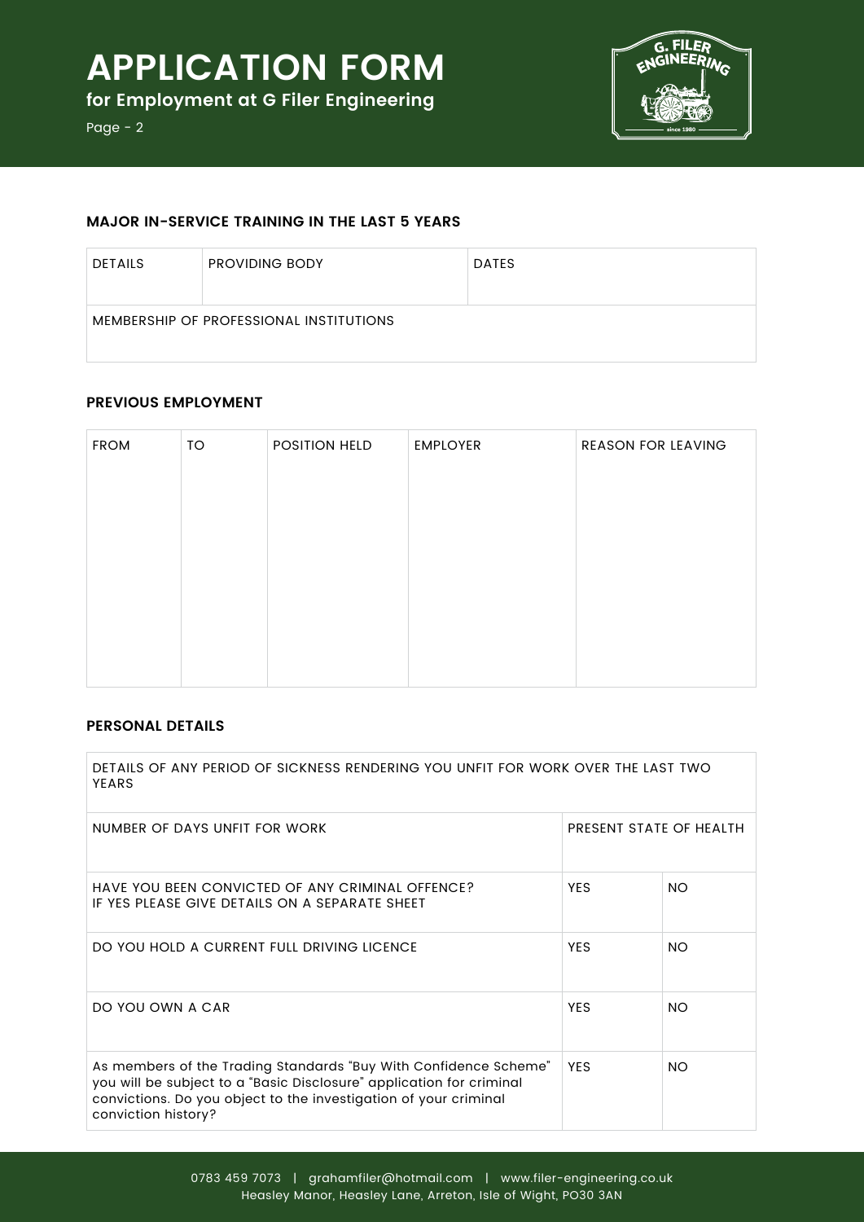# APPLICATION FORM

**for Employment at G Filer Engineering**

## MAJOR IN-SERVICE TRAINING IN THE LAST 5 YEARS

| DETAILS | PROVIDING BODY | DATES |
| --- | --- | --- |
| MEMBERSHIP OF PROFESSIONAL INSTITUTIONS | | |

## PREVIOUS EMPLOYMENT

| FROM | TO | POSITION HELD | EMPLOYER | REASON FOR LEAVING |
| --- | --- | --- | --- | --- |
| | | | | |

## PERSONAL DETAILS

| DETAILS OF ANY PERIOD OF SICKNESS RENDERING YOU UNFIT FOR WORK OVER THE LAST TWO YEARS | | |
| --- | --- | --- |
| NUMBER OF DAYS UNFIT FOR WORK | PRESENT STATE OF HEALTH | |
| HAVE YOU BEEN CONVICTED OF ANY CRIMINAL OFFENCE? IF YES PLEASE GIVE DETAILS ON A SEPARATE SHEET | YES | NO |
| DO YOU HOLD A CURRENT FULL DRIVING LICENCE | YES | NO |
| DO YOU OWN A CAR | YES | NO |
| As members of the Trading Standards "Buy With Confidence Scheme" you will be subject to a "Basic Disclosure" application for criminal convictions. Do you object to the investigation of your criminal conviction history? | YES | NO |

0783 459 7073 | grahamfiler@hotmail.com | www.filer-engineering.co.uk
Heasley Manor, Heasley Lane, Arreton, Isle of Wight, PO30 3AN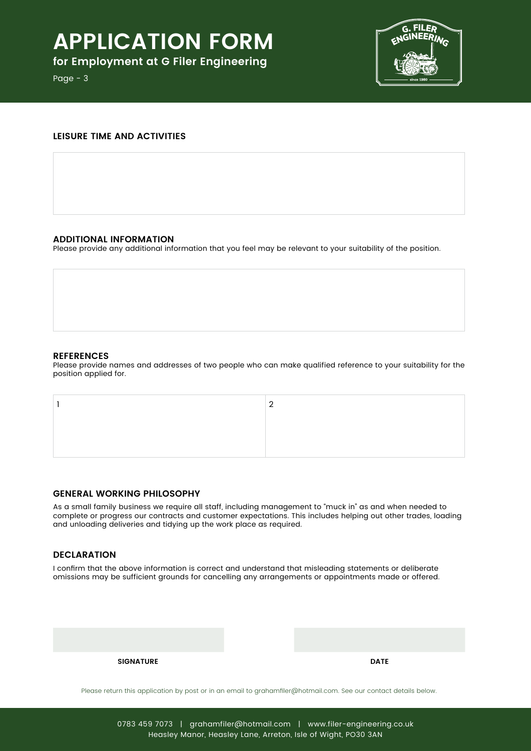# APPLICATION FORM

**for Employment at G Filer Engineering**

Page - 3

### LEISURE TIME AND ACTIVITIES

### ADDITIONAL INFORMATION

Please provide any additional information that you feel may be relevant to your suitability of the position.

### REFERENCES

Please provide names and addresses of two people who can make qualified reference to your suitability for the position applied for.

| | |
|---|---|
| 1 | 2 |

### GENERAL WORKING PHILOSOPHY

As a small family business we require all staff, including management to "muck in" as and when needed to complete or progress our contracts and customer expectations. This includes helping out other trades, loading and unloading deliveries and tidying up the work place as required.

### DECLARATION

I confirm that the above information is correct and understand that misleading statements or deliberate omissions may be sufficient grounds for cancelling any arrangements or appointments made or offered.

**SIGNATURE**

**DATE**

Please return this application by post or in an email to grahamfiler@hotmail.com. See our contact details below.

0783 459 7073 | grahamfiler@hotmail.com | www.filer-engineering.co.uk
Heasley Manor, Heasley Lane, Arreton, Isle of Wight, PO30 3AN